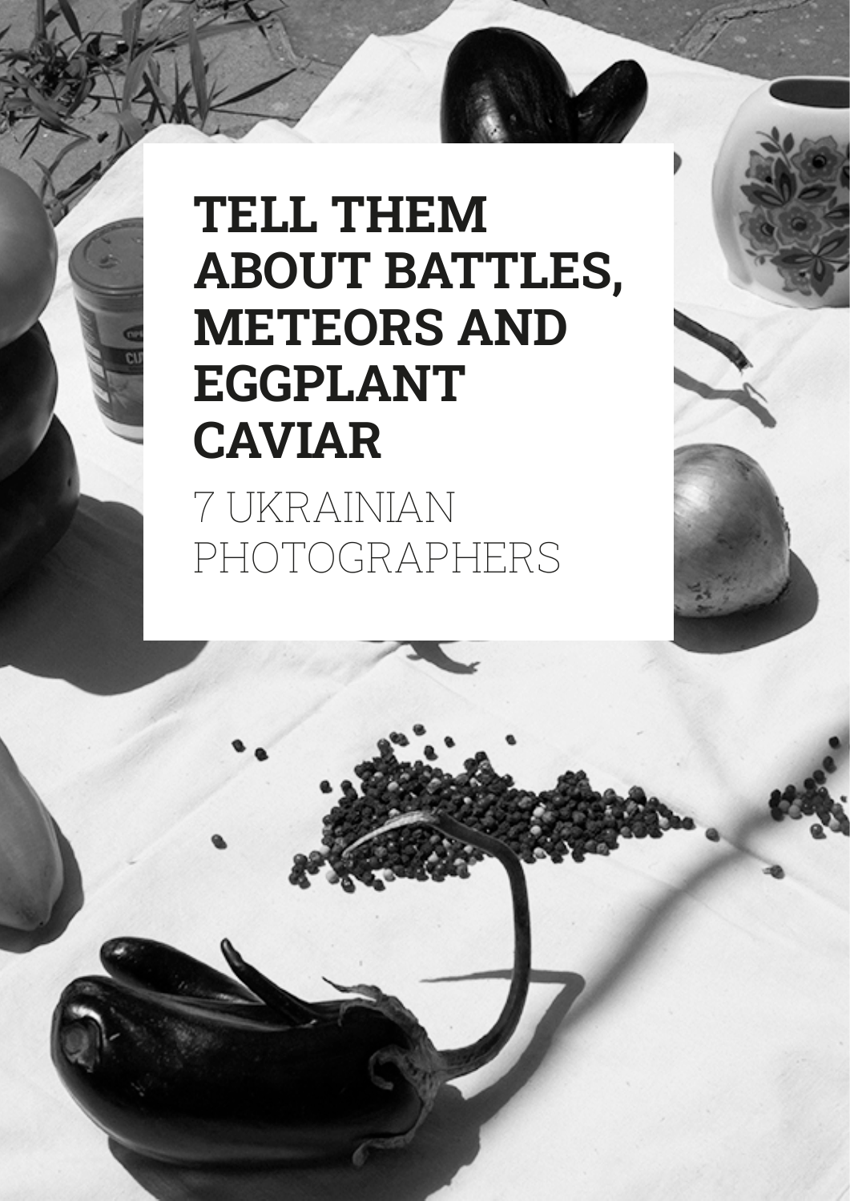# TELL THEM ABOUT BATTLES, METEORS AND EGGPLANT CAVIAR

7 UKRAINIAN PHOTOGRAPHERS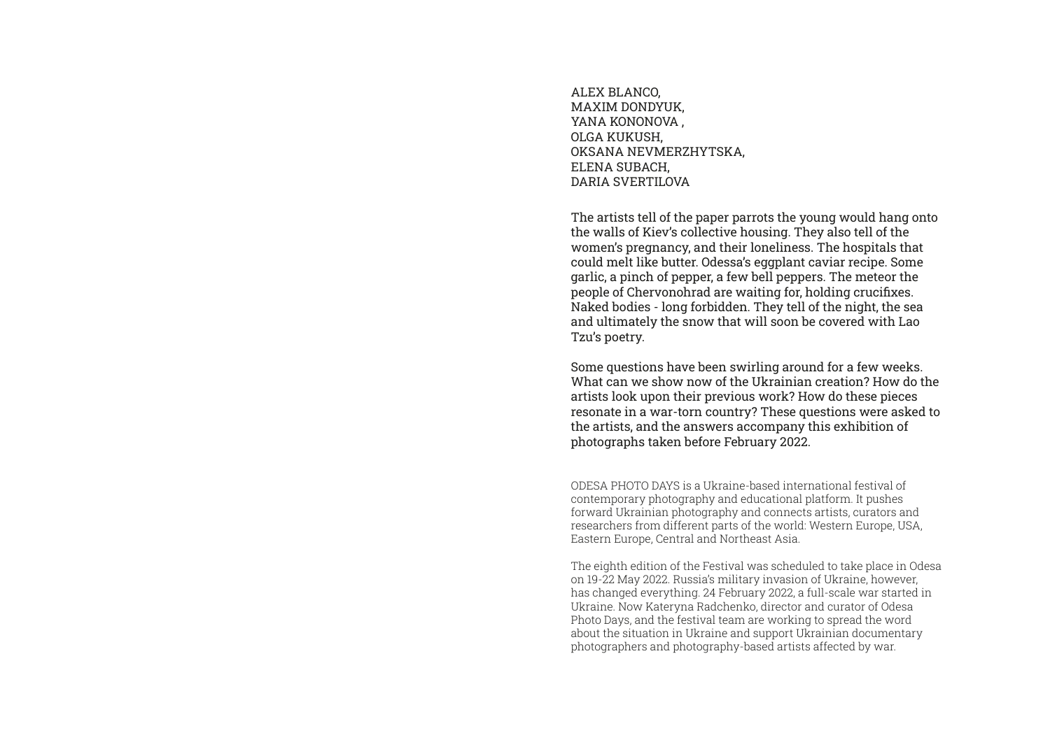ALEX BLANCO,
MAXIM DONDYUK,
YANA KONONOVA ,
OLGA KUKUSH,
OKSANA NEVMERZHYTSKA,
ELENA SUBACH,
DARIA SVERTILOVA

The artists tell of the paper parrots the young would hang onto the walls of Kiev's collective housing. They also tell of the women's pregnancy, and their loneliness. The hospitals that could melt like butter. Odessa's eggplant caviar recipe. Some garlic, a pinch of pepper, a few bell peppers. The meteor the people of Chervonohrad are waiting for, holding crucifixes. Naked bodies - long forbidden. They tell of the night, the sea and ultimately the snow that will soon be covered with Lao Tzu's poetry.

Some questions have been swirling around for a few weeks. What can we show now of the Ukrainian creation? How do the artists look upon their previous work? How do these pieces resonate in a war-torn country? These questions were asked to the artists, and the answers accompany this exhibition of photographs taken before February 2022.

ODESA PHOTO DAYS is a Ukraine-based international festival of contemporary photography and educational platform. It pushes forward Ukrainian photography and connects artists, curators and researchers from different parts of the world: Western Europe, USA, Eastern Europe, Central and Northeast Asia.

The eighth edition of the Festival was scheduled to take place in Odesa on 19-22 May 2022. Russia's military invasion of Ukraine, however, has changed everything. 24 February 2022, a full-scale war started in Ukraine. Now Kateryna Radchenko, director and curator of Odesa Photo Days, and the festival team are working to spread the word about the situation in Ukraine and support Ukrainian documentary photographers and photography-based artists affected by war.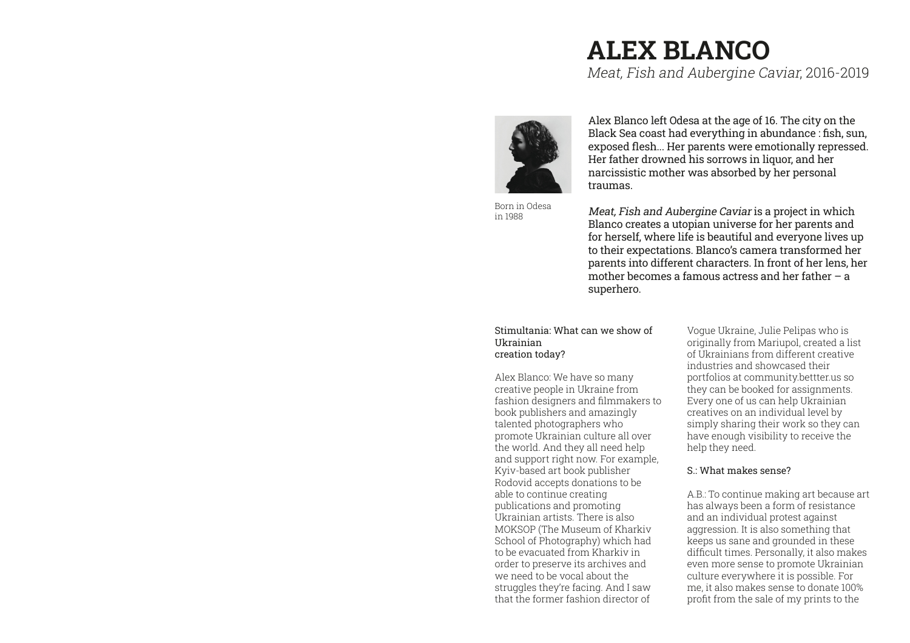# ALEX BLANCO

*Meat, Fish and Aubergine Caviar*, 2016-2019

Born in Odesa in 1988

Alex Blanco left Odesa at the age of 16. The city on the Black Sea coast had everything in abundance : fish, sun, exposed flesh... Her parents were emotionally repressed. Her father drowned his sorrows in liquor, and her narcissistic mother was absorbed by her personal traumas.

*Meat, Fish and Aubergine Caviar* is a project in which Blanco creates a utopian universe for her parents and for herself, where life is beautiful and everyone lives up to their expectations. Blanco's camera transformed her parents into different characters. In front of her lens, her mother becomes a famous actress and her father – a superhero.

Stimultania: What can we show of Ukrainian creation today?

Alex Blanco: We have so many creative people in Ukraine from fashion designers and filmmakers to book publishers and amazingly talented photographers who promote Ukrainian culture all over the world. And they all need help and support right now. For example, Kyiv-based art book publisher Rodovid accepts donations to be able to continue creating publications and promoting Ukrainian artists. There is also MOKSOP (The Museum of Kharkiv School of Photography) which had to be evacuated from Kharkiv in order to preserve its archives and we need to be vocal about the struggles they're facing. And I saw that the former fashion director of Vogue Ukraine, Julie Pelipas who is originally from Mariupol, created a list of Ukrainians from different creative industries and showcased their portfolios at community.bettter.us so they can be booked for assignments. Every one of us can help Ukrainian creatives on an individual level by simply sharing their work so they can have enough visibility to receive the help they need.

S.: What makes sense?

A.B.: To continue making art because art has always been a form of resistance and an individual protest against aggression. It is also something that keeps us sane and grounded in these difficult times. Personally, it also makes even more sense to promote Ukrainian culture everywhere it is possible. For me, it also makes sense to donate 100% profit from the sale of my prints to the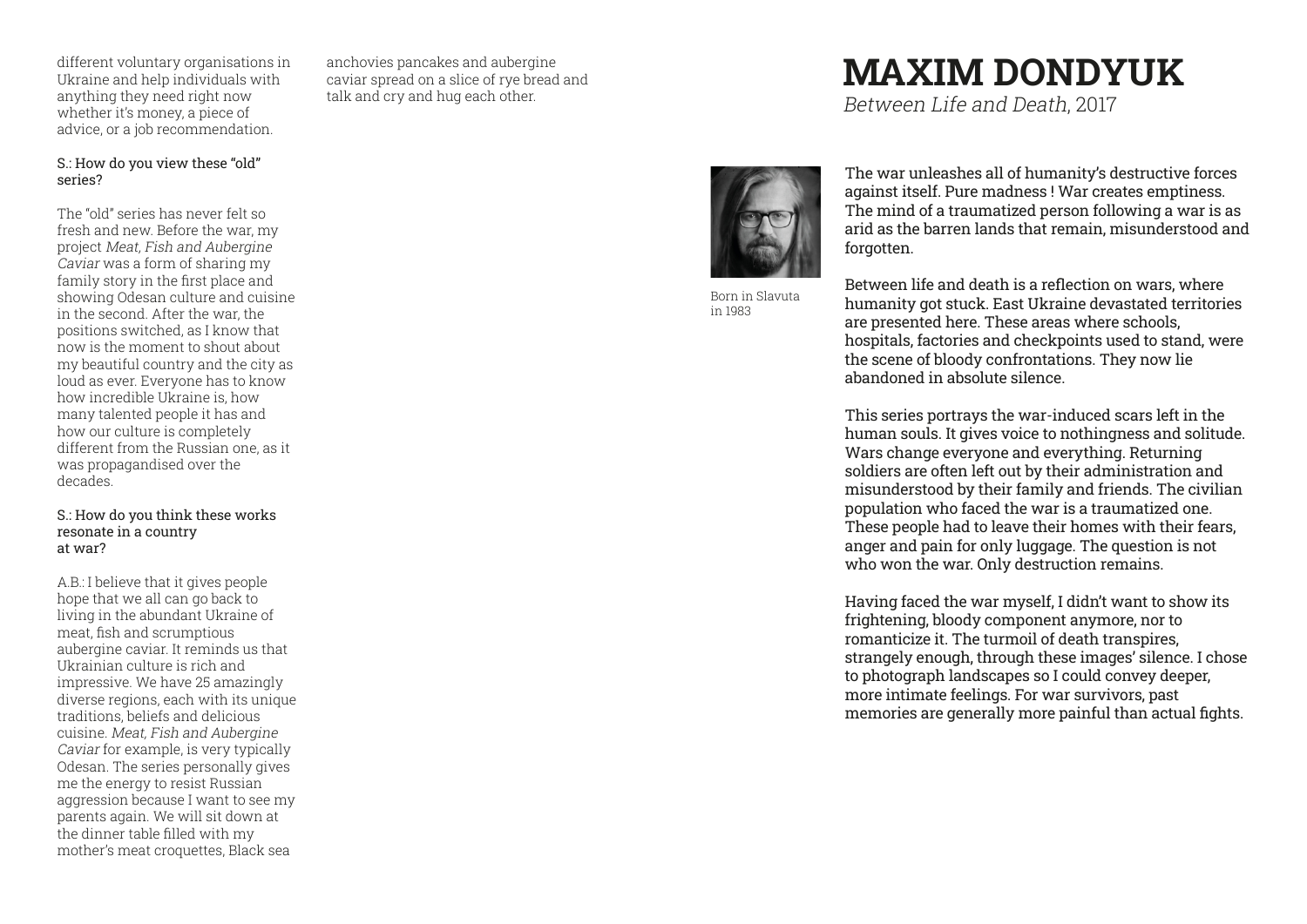different voluntary organisations in Ukraine and help individuals with anything they need right now whether it's money, a piece of advice, or a job recommendation.

S.: How do you view these "old" series?

The "old" series has never felt so fresh and new. Before the war, my project *Meat, Fish and Aubergine Caviar* was a form of sharing my family story in the first place and showing Odesan culture and cuisine in the second. After the war, the positions switched, as I know that now is the moment to shout about my beautiful country and the city as loud as ever. Everyone has to know how incredible Ukraine is, how many talented people it has and how our culture is completely different from the Russian one, as it was propagandised over the decades.

S.: How do you think these works resonate in a country at war?

A.B.: I believe that it gives people hope that we all can go back to living in the abundant Ukraine of meat, fish and scrumptious aubergine caviar. It reminds us that Ukrainian culture is rich and impressive. We have 25 amazingly diverse regions, each with its unique traditions, beliefs and delicious cuisine. *Meat, Fish and Aubergine Caviar* for example, is very typically Odesan. The series personally gives me the energy to resist Russian aggression because I want to see my parents again. We will sit down at the dinner table filled with my mother's meat croquettes, Black sea anchovies pancakes and aubergine caviar spread on a slice of rye bread and talk and cry and hug each other.

# MAXIM DONDYUK

*Between Life and Death*, 2017

Born in Slavuta in 1983

The war unleashes all of humanity's destructive forces against itself. Pure madness ! War creates emptiness. The mind of a traumatized person following a war is as arid as the barren lands that remain, misunderstood and forgotten.

Between life and death is a reflection on wars, where humanity got stuck. East Ukraine devastated territories are presented here. These areas where schools, hospitals, factories and checkpoints used to stand, were the scene of bloody confrontations. They now lie abandoned in absolute silence.

This series portrays the war-induced scars left in the human souls. It gives voice to nothingness and solitude. Wars change everyone and everything. Returning soldiers are often left out by their administration and misunderstood by their family and friends. The civilian population who faced the war is a traumatized one. These people had to leave their homes with their fears, anger and pain for only luggage. The question is not who won the war. Only destruction remains.

Having faced the war myself, I didn't want to show its frightening, bloody component anymore, nor to romanticize it. The turmoil of death transpires, strangely enough, through these images' silence. I chose to photograph landscapes so I could convey deeper, more intimate feelings. For war survivors, past memories are generally more painful than actual fights.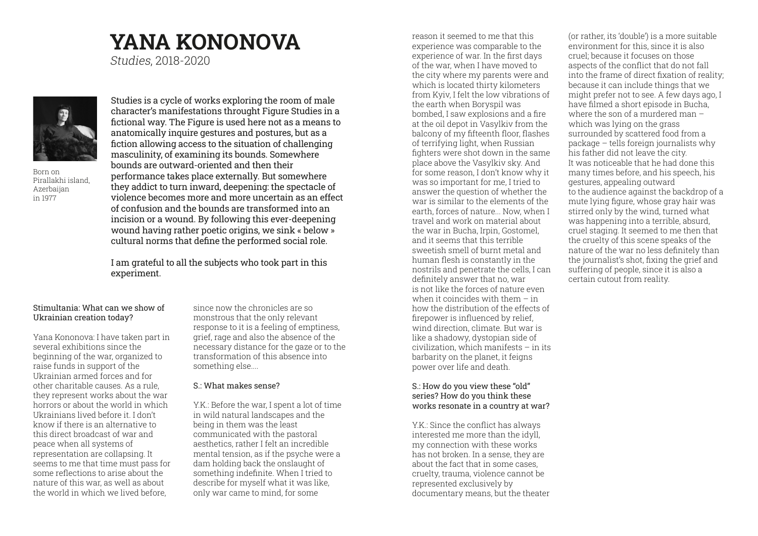# YANA KONONOVA

*Studies*, 2018-2020

Born on Pirallakhi island, Azerbaijan in 1977

Studies is a cycle of works exploring the room of male character's manifestations throught Figure Studies in a fictional way. The Figure is used here not as a means to anatomically inquire gestures and postures, but as a fiction allowing access to the situation of challenging masculinity, of examining its bounds. Somewhere bounds are outward-oriented and then their performance takes place externally. But somewhere they addict to turn inward, deepening: the spectacle of violence becomes more and more uncertain as an effect of confusion and the bounds are transformed into an incision or a wound. By following this ever-deepening wound having rather poetic origins, we sink « below » cultural norms that define the performed social role.

I am grateful to all the subjects who took part in this experiment.

Stimultania: What can we show of Ukrainian creation today?

Yana Kononova: I have taken part in several exhibitions since the beginning of the war, organized to raise funds in support of the Ukrainian armed forces and for other charitable causes. As a rule, they represent works about the war horrors or about the world in which Ukrainians lived before it. I don't know if there is an alternative to this direct broadcast of war and peace when all systems of representation are collapsing. It seems to me that time must pass for some reflections to arise about the nature of this war, as well as about the world in which we lived before, since now the chronicles are so monstrous that the only relevant response to it is a feeling of emptiness, grief, rage and also the absence of the necessary distance for the gaze or to the transformation of this absence into something else....

S.: What makes sense?

Y.K.: Before the war, I spent a lot of time in wild natural landscapes and the being in them was the least communicated with the pastoral aesthetics, rather I felt an incredible mental tension, as if the psyche were a dam holding back the onslaught of something indefinite. When I tried to describe for myself what it was like, only war came to mind, for some reason it seemed to me that this experience was comparable to the experience of war. In the first days of the war, when I have moved to the city where my parents were and which is located thirty kilometers from Kyiv, I felt the low vibrations of the earth when Boryspil was bombed, I saw explosions and a fire at the oil depot in Vasylkiv from the balcony of my fifteenth floor, flashes of terrifying light, when Russian fighters were shot down in the same place above the Vasylkiv sky. And for some reason, I don't know why it was so important for me, I tried to answer the question of whether the war is similar to the elements of the earth, forces of nature... Now, when I travel and work on material about the war in Bucha, Irpin, Gostomel, and it seems that this terrible sweetish smell of burnt metal and human flesh is constantly in the nostrils and penetrate the cells, I can definitely answer that no, war is not like the forces of nature even when it coincides with them – in how the distribution of the effects of firepower is influenced by relief, wind direction, climate. But war is like a shadowy, dystopian side of civilization, which manifests – in its barbarity on the planet, it feigns power over life and death.

S.: How do you view these "old" series? How do you think these works resonate in a country at war?

Y.K.: Since the conflict has always interested me more than the idyll, my connection with these works has not broken. In a sense, they are about the fact that in some cases, cruelty, trauma, violence cannot be represented exclusively by documentary means, but the theater (or rather, its 'double') is a more suitable environment for this, since it is also cruel; because it focuses on those aspects of the conflict that do not fall into the frame of direct fixation of reality; because it can include things that we might prefer not to see. A few days ago, I have filmed a short episode in Bucha, where the son of a murdered man – which was lying on the grass surrounded by scattered food from a package – tells foreign journalists why his father did not leave the city. It was noticeable that he had done this many times before, and his speech, his gestures, appealing outward to the audience against the backdrop of a mute lying figure, whose gray hair was stirred only by the wind, turned what was happening into a terrible, absurd, cruel staging. It seemed to me then that the cruelty of this scene speaks of the nature of the war no less definitely than the journalist's shot, fixing the grief and suffering of people, since it is also a certain cutout from reality.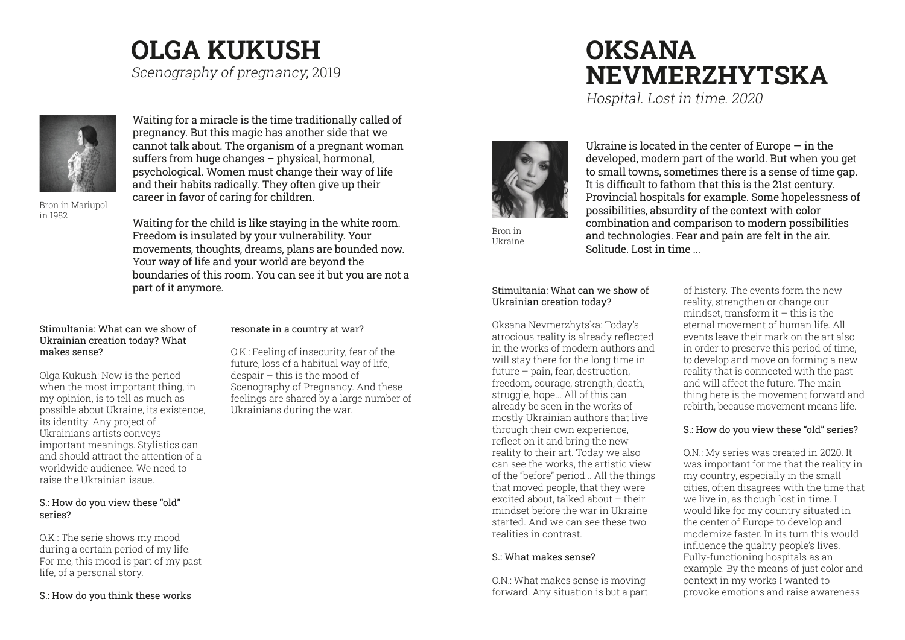# OLGA KUKUSH

*Scenography of pregnancy*, 2019

Bron in Mariupol in 1982

Waiting for a miracle is the time traditionally called of pregnancy. But this magic has another side that we cannot talk about. The organism of a pregnant woman suffers from huge changes – physical, hormonal, psychological. Women must change their way of life and their habits radically. They often give up their career in favor of caring for children.

Waiting for the child is like staying in the white room. Freedom is insulated by your vulnerability. Your movements, thoughts, dreams, plans are bounded now. Your way of life and your world are beyond the boundaries of this room. You can see it but you are not a part of it anymore.

Stimultania: What can we show of Ukrainian creation today? What makes sense?

Olga Kukush: Now is the period when the most important thing, in my opinion, is to tell as much as possible about Ukraine, its existence, its identity. Any project of Ukrainians artists conveys important meanings. Stylistics can and should attract the attention of a worldwide audience. We need to raise the Ukrainian issue.

S.: How do you view these "old" series?

O.K.: The serie shows my mood during a certain period of my life. For me, this mood is part of my past life, of a personal story.

S.: How do you think these works resonate in a country at war?

O.K.: Feeling of insecurity, fear of the future, loss of a habitual way of life, despair – this is the mood of Scenography of Pregnancy. And these feelings are shared by a large number of Ukrainians during the war.

# OKSANA NEVMERZHYTSKA

*Hospital. Lost in time. 2020*

Bron in Ukraine

Ukraine is located in the center of Europe — in the developed, modern part of the world. But when you get to small towns, sometimes there is a sense of time gap. It is difficult to fathom that this is the 21st century. Provincial hospitals for example. Some hopelessness of possibilities, absurdity of the context with color combination and comparison to modern possibilities and technologies. Fear and pain are felt in the air. Solitude. Lost in time ...

Stimultania: What can we show of Ukrainian creation today?

Oksana Nevmerzhytska: Today's atrocious reality is already reflected in the works of modern authors and will stay there for the long time in future – pain, fear, destruction, freedom, courage, strength, death, struggle, hope... All of this can already be seen in the works of mostly Ukrainian authors that live through their own experience, reflect on it and bring the new reality to their art. Today we also can see the works, the artistic view of the "before" period... All the things that moved people, that they were excited about, talked about – their mindset before the war in Ukraine started. And we can see these two realities in contrast.

S.: What makes sense?

O.N.: What makes sense is moving forward. Any situation is but a part of history. The events form the new reality, strengthen or change our mindset, transform it – this is the eternal movement of human life. All events leave their mark on the art also in order to preserve this period of time, to develop and move on forming a new reality that is connected with the past and will affect the future. The main thing here is the movement forward and rebirth, because movement means life.

S.: How do you view these "old" series?

O.N.: My series was created in 2020. It was important for me that the reality in my country, especially in the small cities, often disagrees with the time that we live in, as though lost in time. I would like for my country situated in the center of Europe to develop and modernize faster. In its turn this would influence the quality people's lives. Fully-functioning hospitals as an example. By the means of just color and context in my works I wanted to provoke emotions and raise awareness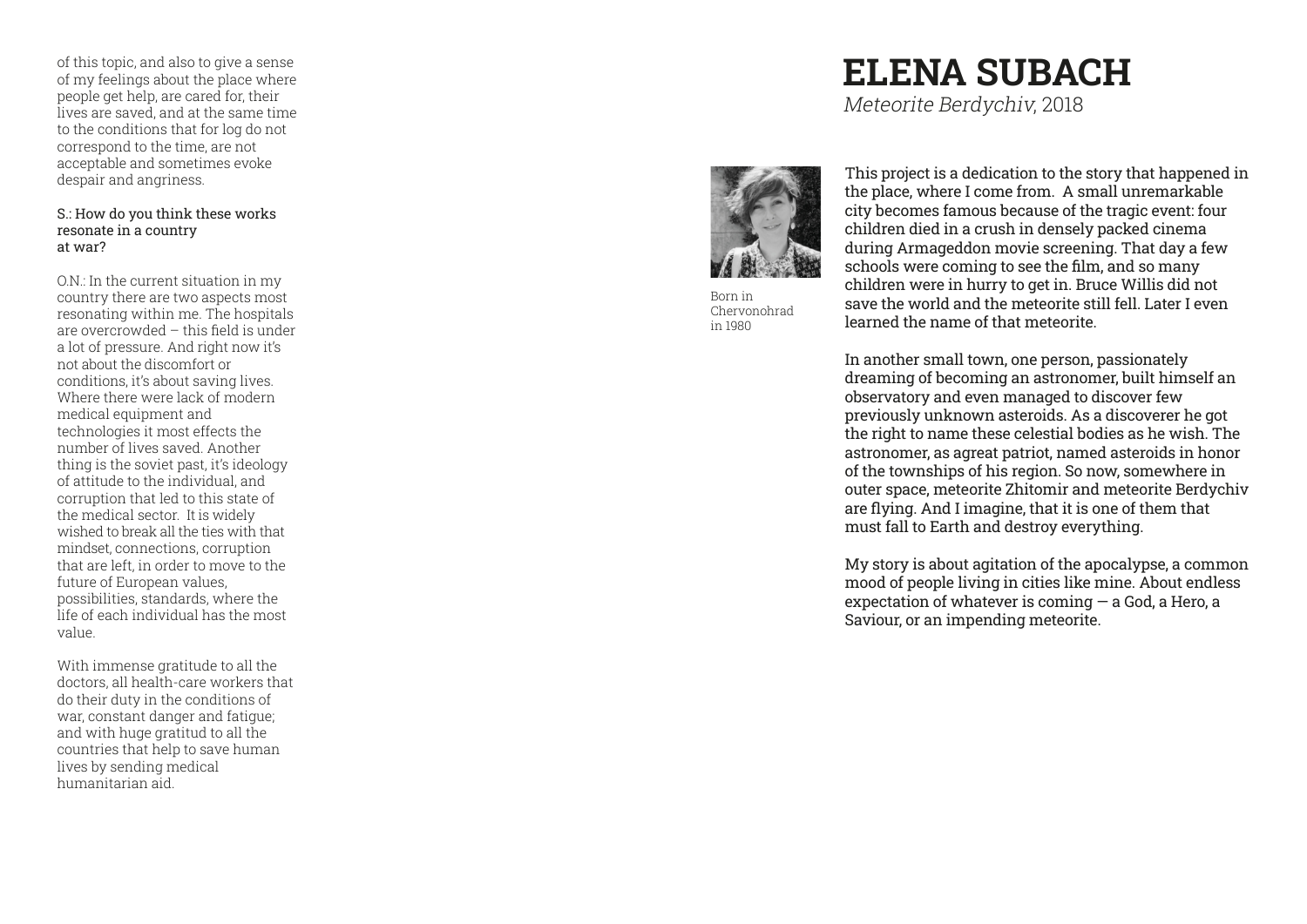of this topic, and also to give a sense of my feelings about the place where people get help, are cared for, their lives are saved, and at the same time to the conditions that for log do not correspond to the time, are not acceptable and sometimes evoke despair and angriness.

S.: How do you think these works resonate in a country at war?

O.N.: In the current situation in my country there are two aspects most resonating within me. The hospitals are overcrowded – this field is under a lot of pressure. And right now it's not about the discomfort or conditions, it's about saving lives. Where there were lack of modern medical equipment and technologies it most effects the number of lives saved. Another thing is the soviet past, it's ideology of attitude to the individual, and corruption that led to this state of the medical sector. It is widely wished to break all the ties with that mindset, connections, corruption that are left, in order to move to the future of European values, possibilities, standards, where the life of each individual has the most value.

With immense gratitude to all the doctors, all health-care workers that do their duty in the conditions of war, constant danger and fatigue; and with huge gratitud to all the countries that help to save human lives by sending medical humanitarian aid.

# ELENA SUBACH

*Meteorite Berdychiv*, 2018

Born in Chervonohrad in 1980

This project is a dedication to the story that happened in the place, where I come from. A small unremarkable city becomes famous because of the tragic event: four children died in a crush in densely packed cinema during Armageddon movie screening. That day a few schools were coming to see the film, and so many children were in hurry to get in. Bruce Willis did not save the world and the meteorite still fell. Later I even learned the name of that meteorite.

In another small town, one person, passionately dreaming of becoming an astronomer, built himself an observatory and even managed to discover few previously unknown asteroids. As a discoverer he got the right to name these celestial bodies as he wish. The astronomer, as agreat patriot, named asteroids in honor of the townships of his region. So now, somewhere in outer space, meteorite Zhitomir and meteorite Berdychiv are flying. And I imagine, that it is one of them that must fall to Earth and destroy everything.

My story is about agitation of the apocalypse, a common mood of people living in cities like mine. About endless expectation of whatever is coming — a God, a Hero, a Saviour, or an impending meteorite.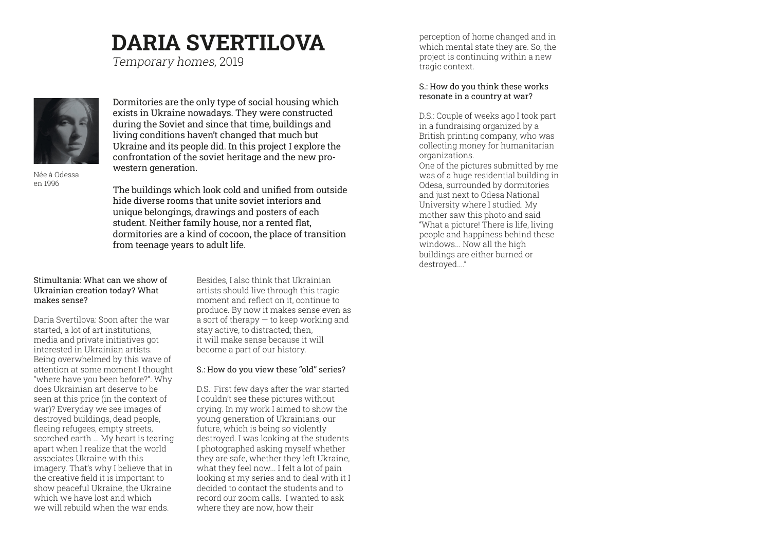# DARIA SVERTILOVA

*Temporary homes,* 2019

Née à Odessa en 1996

Dormitories are the only type of social housing which exists in Ukraine nowadays. They were constructed during the Soviet and since that time, buildings and living conditions haven't changed that much but Ukraine and its people did. In this project I explore the confrontation of the soviet heritage and the new pro-western generation.

The buildings which look cold and unified from outside hide diverse rooms that unite soviet interiors and unique belongings, drawings and posters of each student. Neither family house, nor a rented flat, dormitories are a kind of cocoon, the place of transition from teenage years to adult life.

Stimultania: What can we show of Ukrainian creation today? What makes sense?

Daria Svertilova: Soon after the war started, a lot of art institutions, media and private initiatives got interested in Ukrainian artists. Being overwhelmed by this wave of attention at some moment I thought "where have you been before?". Why does Ukrainian art deserve to be seen at this price (in the context of war)? Everyday we see images of destroyed buildings, dead people, fleeing refugees, empty streets, scorched earth ... My heart is tearing apart when I realize that the world associates Ukraine with this imagery. That's why I believe that in the creative field it is important to show peaceful Ukraine, the Ukraine which we have lost and which we will rebuild when the war ends.

Besides, I also think that Ukrainian artists should live through this tragic moment and reflect on it, continue to produce. By now it makes sense even as a sort of therapy — to keep working and stay active, to distracted; then, it will make sense because it will become a part of our history.

S.: How do you view these "old" series?

D.S.: First few days after the war started I couldn't see these pictures without crying. In my work I aimed to show the young generation of Ukrainians, our future, which is being so violently destroyed. I was looking at the students I photographed asking myself whether they are safe, whether they left Ukraine, what they feel now... I felt a lot of pain looking at my series and to deal with it I decided to contact the students and to record our zoom calls. I wanted to ask where they are now, how their perception of home changed and in which mental state they are. So, the project is continuing within a new tragic context.

S.: How do you think these works resonate in a country at war?

D.S.: Couple of weeks ago I took part in a fundraising organized by a British printing company, who was collecting money for humanitarian organizations.
One of the pictures submitted by me was of a huge residential building in Odesa, surrounded by dormitories and just next to Odesa National University where I studied. My mother saw this photo and said "What a picture! There is life, living people and happiness behind these windows... Now all the high buildings are either burned or destroyed...."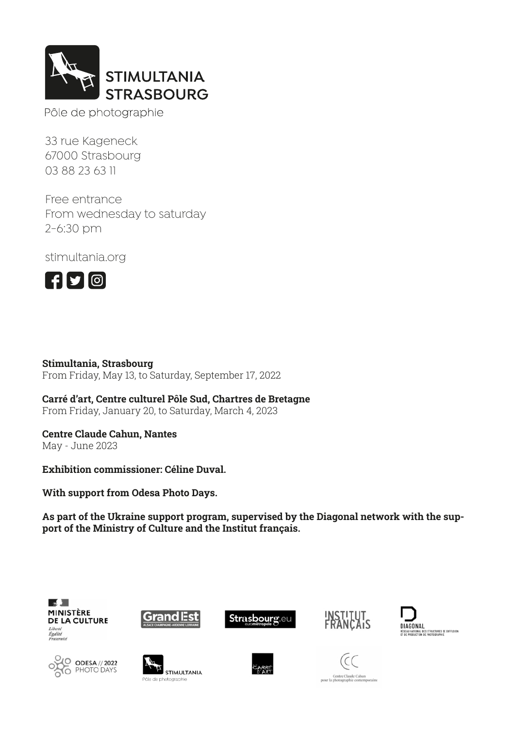STIMULTANIA
STRASBOURG

Pôle de photographie

33 rue Kageneck
67000 Strasbourg
03 88 23 63 11

Free entrance
From wednesday to saturday
2-6:30 pm

stimultania.org

**Stimultania, Strasbourg**
From Friday, May 13, to Saturday, September 17, 2022

**Carré d'art, Centre culturel Pôle Sud, Chartres de Bretagne**
From Friday, January 20, to Saturday, March 4, 2023

**Centre Claude Cahun, Nantes**
May - June 2023

**Exhibition commissioner: Céline Duval.**

**With support from Odesa Photo Days.**

**As part of the Ukraine support program, supervised by the Diagonal network with the support of the Ministry of Culture and the Institut français.**

MINISTÈRE DE LA CULTURE
Liberté
Égalité
Fraternité

Grand Est
ALSACE CHAMPAGNE-ARDENNE LORRAINE

Strasbourg.eu
eurométropole

INSTITUT FRANÇAIS

DIAGONAL
RÉSEAU NATIONAL DES STRUCTURES DE DIFFUSION ET DE PRODUCTION DE PHOTOGRAPHIE

ODESA // 2022 PHOTO DAYS

STIMULTANIA
Pôle de photographie

CARRÉ D'ART

Centre Claude Cahun
pour la photographie contemporaine